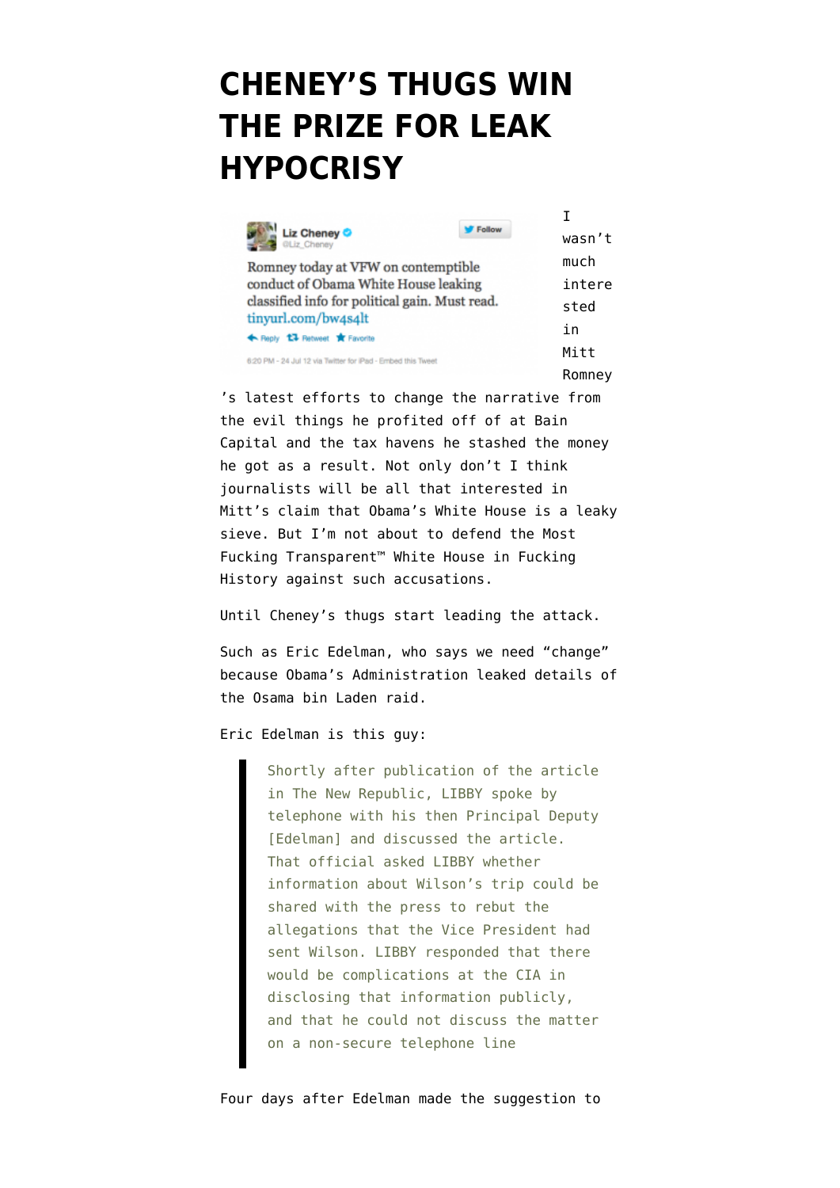# CHENEY'S THUGS WIN THE PRIZE FOR LEAK HYPOCRISY

> **Liz Cheney** @Liz_Cheney
>
> Romney today at VFW on contemptible conduct of Obama White House leaking classified info for political gain. Must read. tinyurl.com/bw4s4lt
>
> 6:20 PM - 24 Jul 12 via Twitter for iPad

I wasn't much interested in Mitt Romney's latest efforts to change the narrative from the evil things he profited off of at Bain Capital and the tax havens he stashed the money he got as a result. Not only don't I think journalists will be all that interested in Mitt's claim that Obama's White House is a leaky sieve. But I'm not about to defend the Most Fucking Transparent™ White House in Fucking History against such accusations.

Until Cheney's thugs start leading the attack.

Such as Eric Edelman, who says we need "change" because Obama's Administration leaked details of the Osama bin Laden raid.

Eric Edelman is this guy:

> Shortly after publication of the article in The New Republic, LIBBY spoke by telephone with his then Principal Deputy [Edelman] and discussed the article. That official asked LIBBY whether information about Wilson's trip could be shared with the press to rebut the allegations that the Vice President had sent Wilson. LIBBY responded that there would be complications at the CIA in disclosing that information publicly, and that he could not discuss the matter on a non-secure telephone line

Four days after Edelman made the suggestion to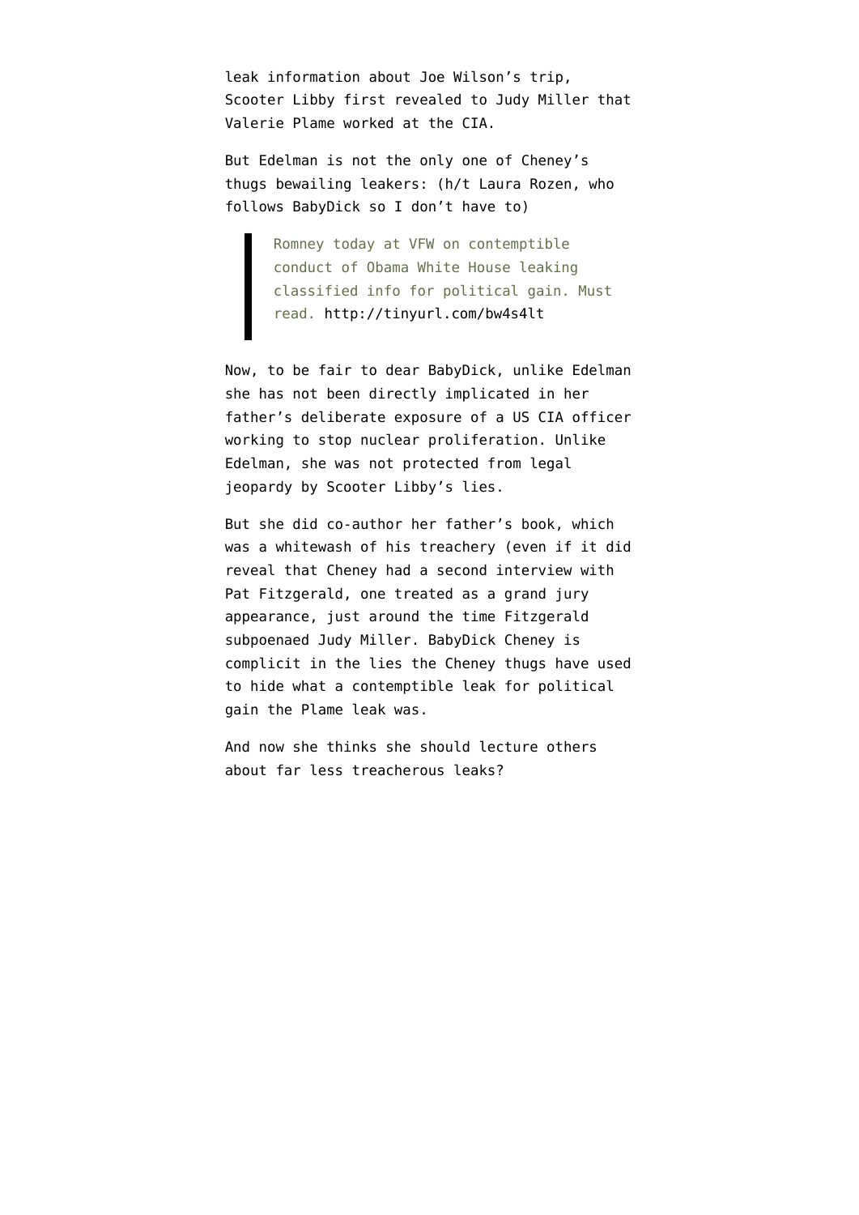leak information about Joe Wilson's trip, Scooter Libby first revealed to Judy Miller that Valerie Plame worked at the CIA.

But Edelman is not the only one of Cheney's thugs bewailing leakers: (h/t Laura Rozen, who follows BabyDick so I don't have to)

> Romney today at VFW on contemptible conduct of Obama White House leaking classified info for political gain. Must read. http://tinyurl.com/bw4s4lt

Now, to be fair to dear BabyDick, unlike Edelman she has not been directly implicated in her father's deliberate exposure of a US CIA officer working to stop nuclear proliferation. Unlike Edelman, she was not protected from legal jeopardy by Scooter Libby's lies.

But she did co-author her father's book, which was a whitewash of his treachery (even if it did reveal that Cheney had a second interview with Pat Fitzgerald, one treated as a grand jury appearance, just around the time Fitzgerald subpoenaed Judy Miller. BabyDick Cheney is complicit in the lies the Cheney thugs have used to hide what a contemptible leak for political gain the Plame leak was.

And now she thinks she should lecture others about far less treacherous leaks?